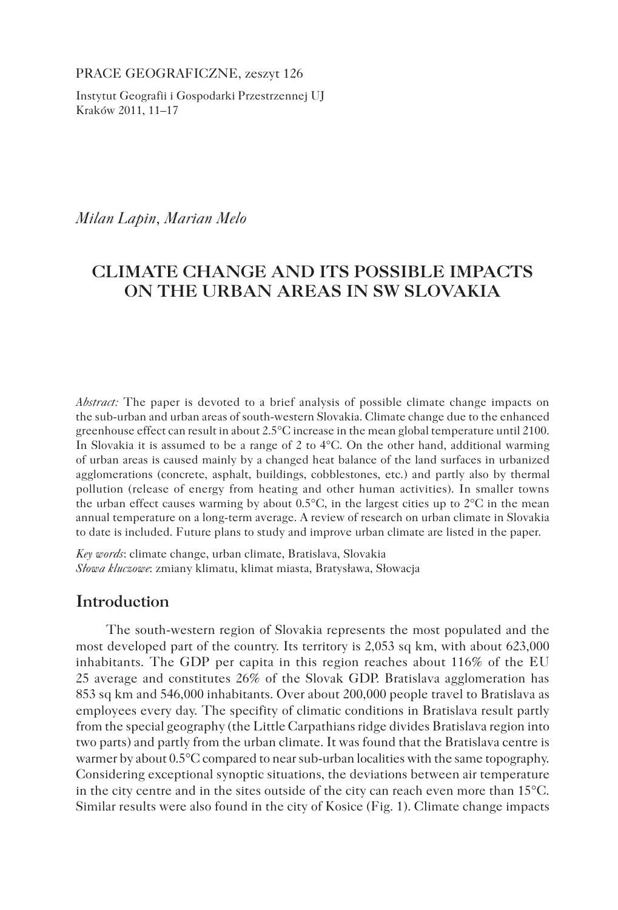PRACE GEOGRAFICZNE, zeszyt 126

Instytut Geografii i Gospodarki Przestrzennej UJ
Kraków 2011, 11–17

*Milan Lapin, Marian Melo*

# CLIMATE CHANGE AND ITS POSSIBLE IMPACTS ON THE URBAN AREAS IN SW SLOVAKIA

*Abstract:* The paper is devoted to a brief analysis of possible climate change impacts on the sub-urban and urban areas of south-western Slovakia. Climate change due to the enhanced greenhouse effect can result in about 2.5°C increase in the mean global temperature until 2100. In Slovakia it is assumed to be a range of 2 to 4°C. On the other hand, additional warming of urban areas is caused mainly by a changed heat balance of the land surfaces in urbanized agglomerations (concrete, asphalt, buildings, cobblestones, etc.) and partly also by thermal pollution (release of energy from heating and other human activities). In smaller towns the urban effect causes warming by about 0.5°C, in the largest cities up to 2°C in the mean annual temperature on a long-term average. A review of research on urban climate in Slovakia to date is included. Future plans to study and improve urban climate are listed in the paper.

*Key words*: climate change, urban climate, Bratislava, Slovakia
*Słowa kluczowe*: zmiany klimatu, klimat miasta, Bratysława, Słowacja

## Introduction

The south-western region of Slovakia represents the most populated and the most developed part of the country. Its territory is 2,053 sq km, with about 623,000 inhabitants. The GDP per capita in this region reaches about 116% of the EU 25 average and constitutes 26% of the Slovak GDP. Bratislava agglomeration has 853 sq km and 546,000 inhabitants. Over about 200,000 people travel to Bratislava as employees every day. The specifity of climatic conditions in Bratislava result partly from the special geography (the Little Carpathians ridge divides Bratislava region into two parts) and partly from the urban climate. It was found that the Bratislava centre is warmer by about 0.5°C compared to near sub-urban localities with the same topography. Considering exceptional synoptic situations, the deviations between air temperature in the city centre and in the sites outside of the city can reach even more than 15°C. Similar results were also found in the city of Kosice (Fig. 1). Climate change impacts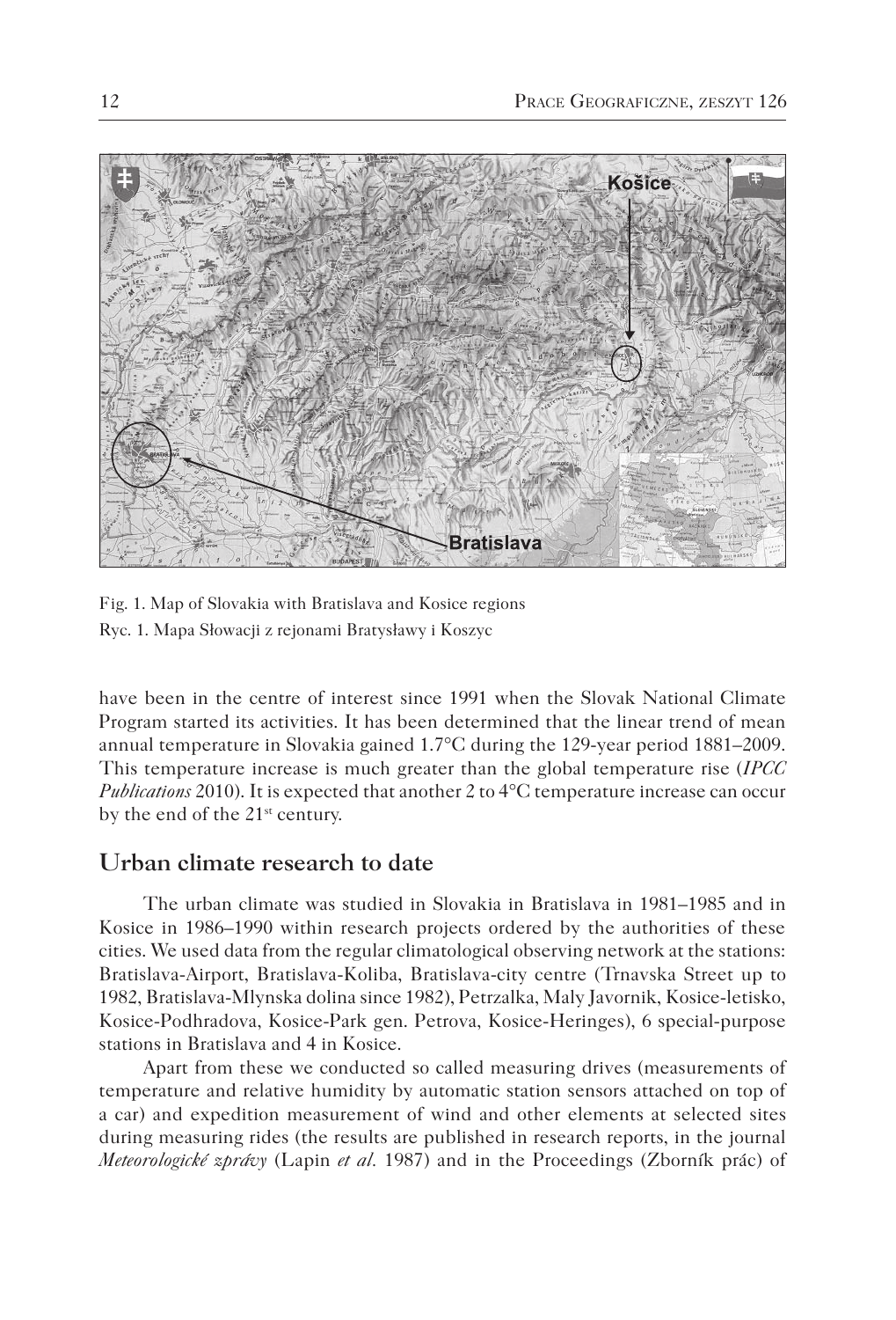Fig. 1. Map of Slovakia with Bratislava and Kosice regions

Ryc. 1. Mapa Słowacji z rejonami Bratysławy i Koszyc

have been in the centre of interest since 1991 when the Slovak National Climate Program started its activities. It has been determined that the linear trend of mean annual temperature in Slovakia gained 1.7°C during the 129-year period 1881–2009. This temperature increase is much greater than the global temperature rise (*IPCC Publications* 2010). It is expected that another 2 to 4°C temperature increase can occur by the end of the 21st century.

## Urban climate research to date

The urban climate was studied in Slovakia in Bratislava in 1981–1985 and in Kosice in 1986–1990 within research projects ordered by the authorities of these cities. We used data from the regular climatological observing network at the stations: Bratislava-Airport, Bratislava-Koliba, Bratislava-city centre (Trnavska Street up to 1982, Bratislava-Mlynska dolina since 1982), Petrzalka, Maly Javornik, Kosice-letisko, Kosice-Podhradova, Kosice-Park gen. Petrova, Kosice-Heringes), 6 special-purpose stations in Bratislava and 4 in Kosice.

Apart from these we conducted so called measuring drives (measurements of temperature and relative humidity by automatic station sensors attached on top of a car) and expedition measurement of wind and other elements at selected sites during measuring rides (the results are published in research reports, in the journal *Meteorologické zprávy* (Lapin *et al.* 1987) and in the Proceedings (Zborník prác) of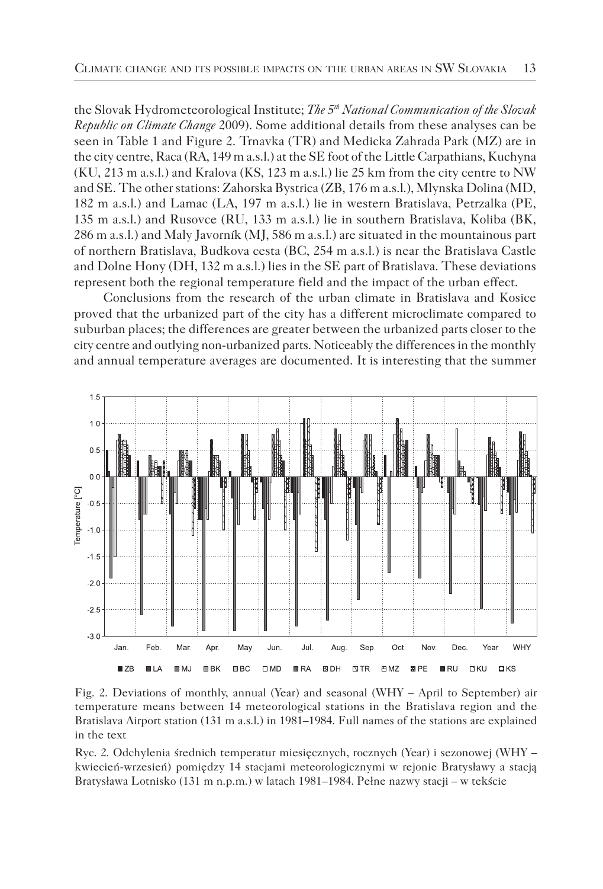the Slovak Hydrometeorological Institute; *The 5th National Communication of the Slovak Republic on Climate Change* 2009). Some additional details from these analyses can be seen in Table 1 and Figure 2. Trnavka (TR) and Medicka Zahrada Park (MZ) are in the city centre, Raca (RA, 149 m a.s.l.) at the SE foot of the Little Carpathians, Kuchyna (KU, 213 m a.s.l.) and Kralova (KS, 123 m a.s.l.) lie 25 km from the city centre to NW and SE. The other stations: Zahorska Bystrica (ZB, 176 m a.s.l.), Mlynska Dolina (MD, 182 m a.s.l.) and Lamac (LA, 197 m a.s.l.) lie in western Bratislava, Petrzalka (PE, 135 m a.s.l.) and Rusovce (RU, 133 m a.s.l.) lie in southern Bratislava, Koliba (BK, 286 m a.s.l.) and Maly Javorník (MJ, 586 m a.s.l.) are situated in the mountainous part of northern Bratislava, Budkova cesta (BC, 254 m a.s.l.) is near the Bratislava Castle and Dolne Hony (DH, 132 m a.s.l.) lies in the SE part of Bratislava. These deviations represent both the regional temperature field and the impact of the urban effect.

Conclusions from the research of the urban climate in Bratislava and Kosice proved that the urbanized part of the city has a different microclimate compared to suburban places; the differences are greater between the urbanized parts closer to the city centre and outlying non-urbanized parts. Noticeably the differences in the monthly and annual temperature averages are documented. It is interesting that the summer

Fig. 2. Deviations of monthly, annual (Year) and seasonal (WHY – April to September) air temperature means between 14 meteorological stations in the Bratislava region and the Bratislava Airport station (131 m a.s.l.) in 1981–1984. Full names of the stations are explained in the text

Ryc. 2. Odchylenia średnich temperatur miesięcznych, rocznych (Year) i sezonowej (WHY – kwiecień-wrzesień) pomiędzy 14 stacjami meteorologicznymi w rejonie Bratysławy a stacją Bratysława Lotnisko (131 m n.p.m.) w latach 1981–1984. Pełne nazwy stacji – w tekście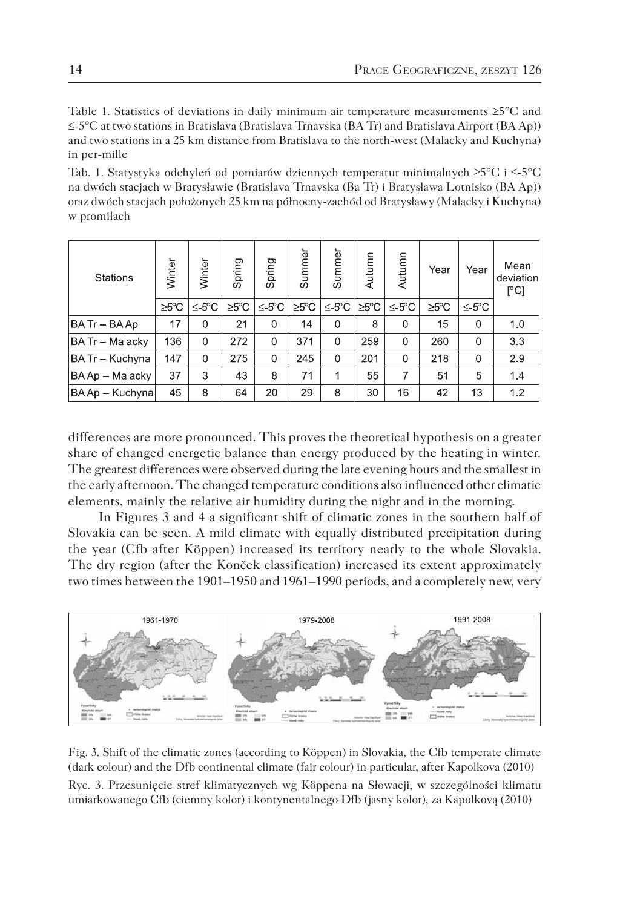Table 1. Statistics of deviations in daily minimum air temperature measurements ≥5°C and ≤-5°C at two stations in Bratislava (Bratislava Trnavska (BA Tr) and Bratislava Airport (BA Ap)) and two stations in a 25 km distance from Bratislava to the north-west (Malacky and Kuchyna) in per-mille

Tab. 1. Statystyka odchyleń od pomiarów dziennych temperatur minimalnych ≥5°C i ≤-5°C na dwóch stacjach w Bratysławie (Bratislava Trnavska (Ba Tr) i Bratysława Lotnisko (BA Ap)) oraz dwóch stacjach położonych 25 km na północny-zachód od Bratysławy (Malacky i Kuchyna) w promilach

| Stations | Winter | Winter | Spring | Spring | Summer | Summer | Autumn | Autumn | Year | Year | Mean deviation [°C] |
|---|---|---|---|---|---|---|---|---|---|---|---|
| | ≥5°C | ≤-5°C | ≥5°C | ≤-5°C | ≥5°C | ≤-5°C | ≥5°C | ≤-5°C | ≥5°C | ≤-5°C | |
| BA Tr – BA Ap | 17 | 0 | 21 | 0 | 14 | 0 | 8 | 0 | 15 | 0 | 1.0 |
| BA Tr – Malacky | 136 | 0 | 272 | 0 | 371 | 0 | 259 | 0 | 260 | 0 | 3.3 |
| BA Tr – Kuchyna | 147 | 0 | 275 | 0 | 245 | 0 | 201 | 0 | 218 | 0 | 2.9 |
| BA Ap – Malacky | 37 | 3 | 43 | 8 | 71 | 1 | 55 | 7 | 51 | 5 | 1.4 |
| BA Ap – Kuchyna | 45 | 8 | 64 | 20 | 29 | 8 | 30 | 16 | 42 | 13 | 1.2 |

differences are more pronounced. This proves the theoretical hypothesis on a greater share of changed energetic balance than energy produced by the heating in winter. The greatest differences were observed during the late evening hours and the smallest in the early afternoon. The changed temperature conditions also influenced other climatic elements, mainly the relative air humidity during the night and in the morning.

In Figures 3 and 4 a significant shift of climatic zones in the southern half of Slovakia can be seen. A mild climate with equally distributed precipitation during the year (Cfb after Köppen) increased its territory nearly to the whole Slovakia. The dry region (after the Konček classification) increased its extent approximately two times between the 1901–1950 and 1961–1990 periods, and a completely new, very

Fig. 3. Shift of the climatic zones (according to Köppen) in Slovakia, the Cfb temperate climate (dark colour) and the Dfb continental climate (fair colour) in particular, after Kapolkova (2010)

Ryc. 3. Przesunięcie stref klimatycznych wg Köppena na Słowacji, w szczególności klimatu umiarkowanego Cfb (ciemny kolor) i kontynentalnego Dfb (jasny kolor), za Kapolkovą (2010)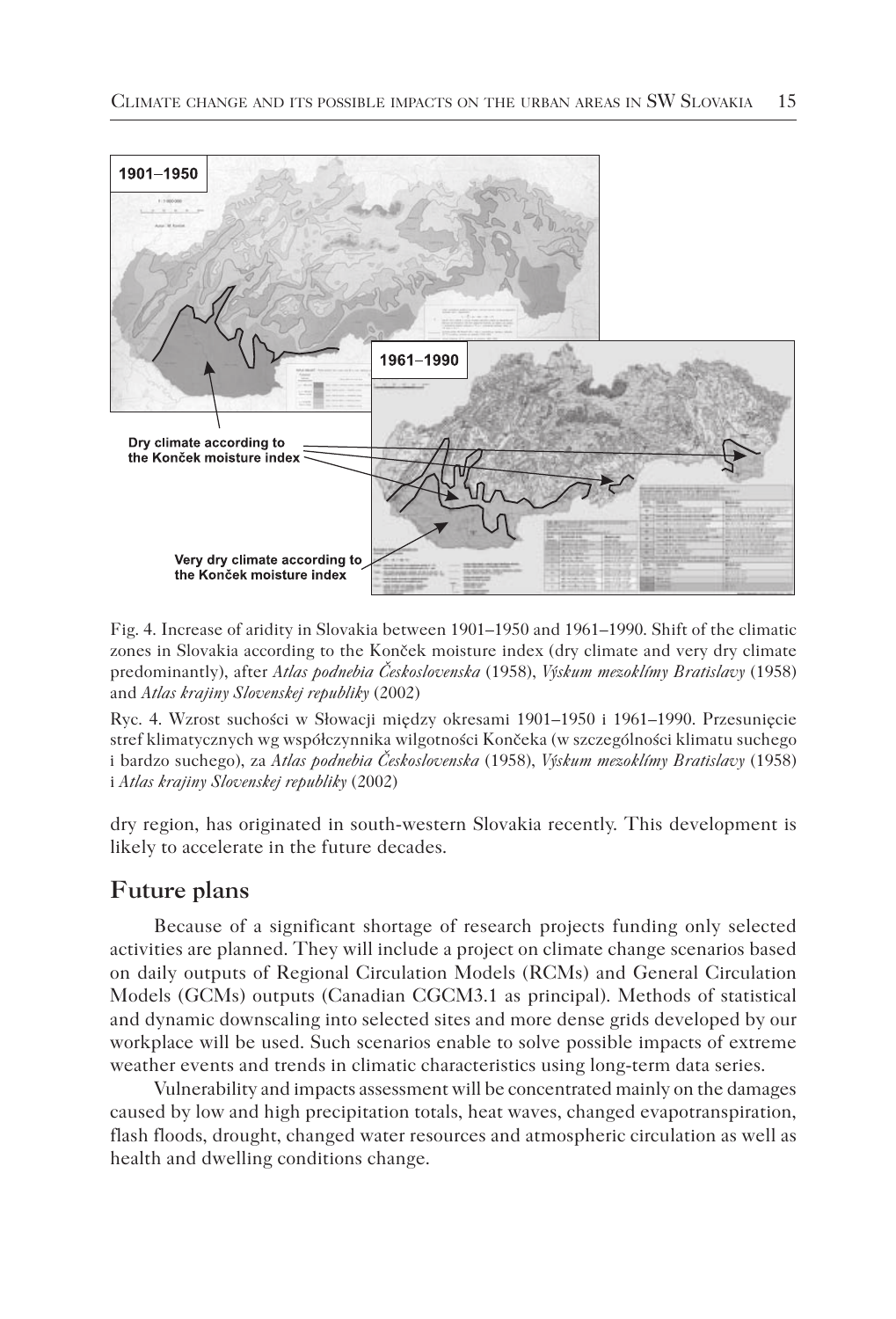Fig. 4. Increase of aridity in Slovakia between 1901–1950 and 1961–1990. Shift of the climatic zones in Slovakia according to the Konček moisture index (dry climate and very dry climate predominantly), after *Atlas podnebia Československa* (1958), *Výskum mezoklímy Bratislavy* (1958) and *Atlas krajiny Slovenskej republiky* (2002)

Ryc. 4. Wzrost suchości w Słowacji między okresami 1901–1950 i 1961–1990. Przesunięcie stref klimatycznych wg współczynnika wilgotności Končeka (w szczególności klimatu suchego i bardzo suchego), za *Atlas podnebia Československa* (1958), *Výskum mezoklímy Bratislavy* (1958) i *Atlas krajiny Slovenskej republiky* (2002)

dry region, has originated in south-western Slovakia recently. This development is likely to accelerate in the future decades.

## Future plans

Because of a significant shortage of research projects funding only selected activities are planned. They will include a project on climate change scenarios based on daily outputs of Regional Circulation Models (RCMs) and General Circulation Models (GCMs) outputs (Canadian CGCM3.1 as principal). Methods of statistical and dynamic downscaling into selected sites and more dense grids developed by our workplace will be used. Such scenarios enable to solve possible impacts of extreme weather events and trends in climatic characteristics using long-term data series.

Vulnerability and impacts assessment will be concentrated mainly on the damages caused by low and high precipitation totals, heat waves, changed evapotranspiration, flash floods, drought, changed water resources and atmospheric circulation as well as health and dwelling conditions change.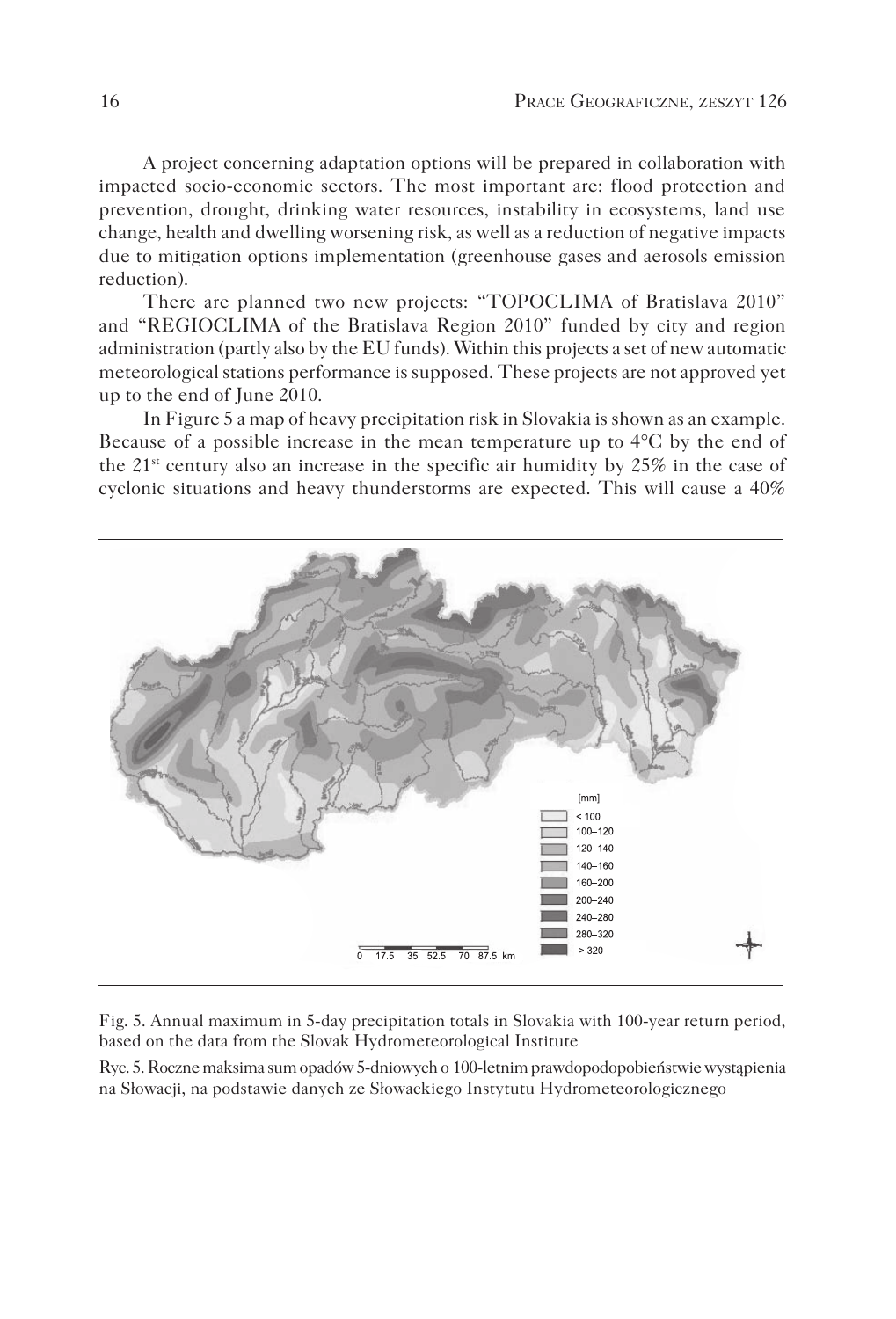A project concerning adaptation options will be prepared in collaboration with impacted socio-economic sectors. The most important are: flood protection and prevention, drought, drinking water resources, instability in ecosystems, land use change, health and dwelling worsening risk, as well as a reduction of negative impacts due to mitigation options implementation (greenhouse gases and aerosols emission reduction).

There are planned two new projects: "TOPOCLIMA of Bratislava 2010" and "REGIOCLIMA of the Bratislava Region 2010" funded by city and region administration (partly also by the EU funds). Within this projects a set of new automatic meteorological stations performance is supposed. These projects are not approved yet up to the end of June 2010.

In Figure 5 a map of heavy precipitation risk in Slovakia is shown as an example. Because of a possible increase in the mean temperature up to 4°C by the end of the 21st century also an increase in the specific air humidity by 25% in the case of cyclonic situations and heavy thunderstorms are expected. This will cause a 40%

Fig. 5. Annual maximum in 5-day precipitation totals in Slovakia with 100-year return period, based on the data from the Slovak Hydrometeorological Institute

Ryc. 5. Roczne maksima sum opadów 5-dniowych o 100-letnim prawdopodopobieństwie wystąpienia na Słowacji, na podstawie danych ze Słowackiego Instytutu Hydrometeorologicznego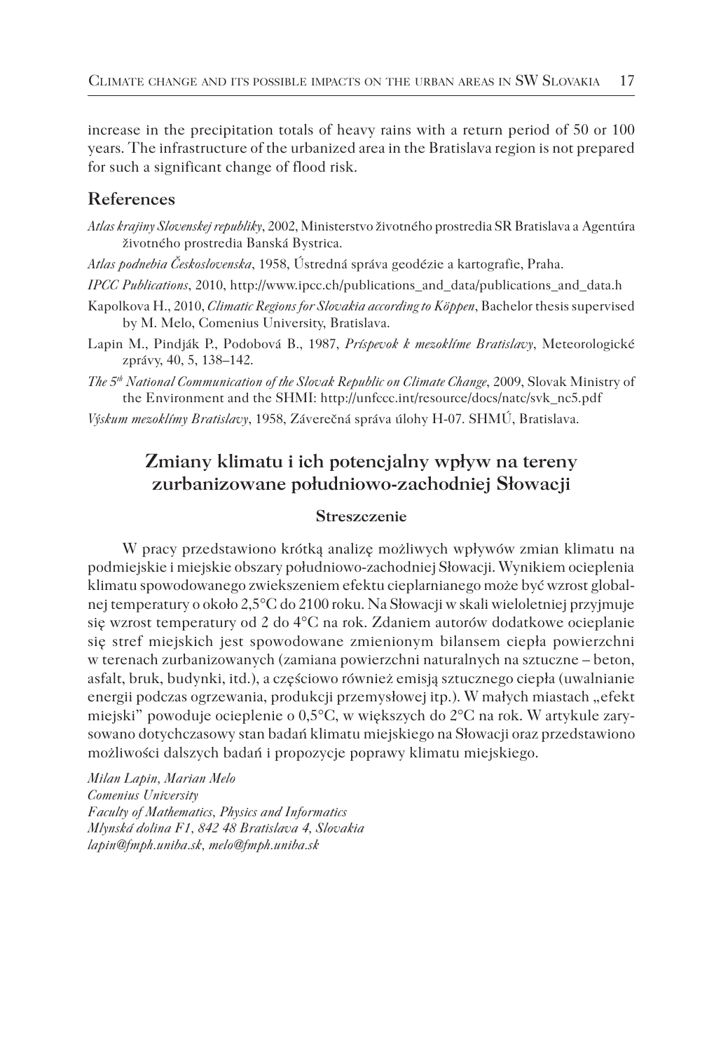increase in the precipitation totals of heavy rains with a return period of 50 or 100 years. The infrastructure of the urbanized area in the Bratislava region is not prepared for such a significant change of flood risk.

## References

*Atlas krajiny Slovenskej republiky*, 2002, Ministerstvo životného prostredia SR Bratislava a Agentúra životného prostredia Banská Bystrica.

*Atlas podnebia Československa*, 1958, Ústredná správa geodézie a kartografie, Praha.

*IPCC Publications*, 2010, http://www.ipcc.ch/publications_and_data/publications_and_data.h

Kapolkova H., 2010, *Climatic Regions for Slovakia according to Köppen*, Bachelor thesis supervised by M. Melo, Comenius University, Bratislava.

Lapin M., Pindják P., Podobová B., 1987, *Príspevok k mezoklíme Bratislavy*, Meteorologické zprávy, 40, 5, 138–142.

*The 5th National Communication of the Slovak Republic on Climate Change*, 2009, Slovak Ministry of the Environment and the SHMI: http://unfccc.int/resource/docs/natc/svk_nc5.pdf

*Výskum mezoklímy Bratislavy*, 1958, Záverečná správa úlohy H-07. SHMÚ, Bratislava.

## Zmiany klimatu i ich potencjalny wpływ na tereny zurbanizowane południowo-zachodniej Słowacji

### Streszczenie

W pracy przedstawiono krótką analizę możliwych wpływów zmian klimatu na podmiejskie i miejskie obszary południowo-zachodniej Słowacji. Wynikiem ocieplenia klimatu spowodowanego zwiekszeniem efektu cieplarnianego może być wzrost globalnej temperatury o około 2,5°C do 2100 roku. Na Słowacji w skali wieloletniej przyjmuje się wzrost temperatury od 2 do 4°C na rok. Zdaniem autorów dodatkowe ocieplanie się stref miejskich jest spowodowane zmienionym bilansem ciepła powierzchni w terenach zurbanizowanych (zamiana powierzchni naturalnych na sztuczne – beton, asfalt, bruk, budynki, itd.), a częściowo również emisją sztucznego ciepła (uwalnianie energii podczas ogrzewania, produkcji przemysłowej itp.). W małych miastach „efekt miejski" powoduje ocieplenie o 0,5°C, w większych do 2°C na rok. W artykule zarysowano dotychchczasowy stan badań klimatu miejskiego na Słowacji oraz przedstawiono możliwości dalszych badań i propozycje poprawy klimatu miejskiego.

*Milan Lapin, Marian Melo*
*Comenius University*
*Faculty of Mathematics, Physics and Informatics*
*Mlynská dolina F1, 842 48 Bratislava 4, Slovakia*
*lapin@fmph.uniba.sk, melo@fmph.uniba.sk*